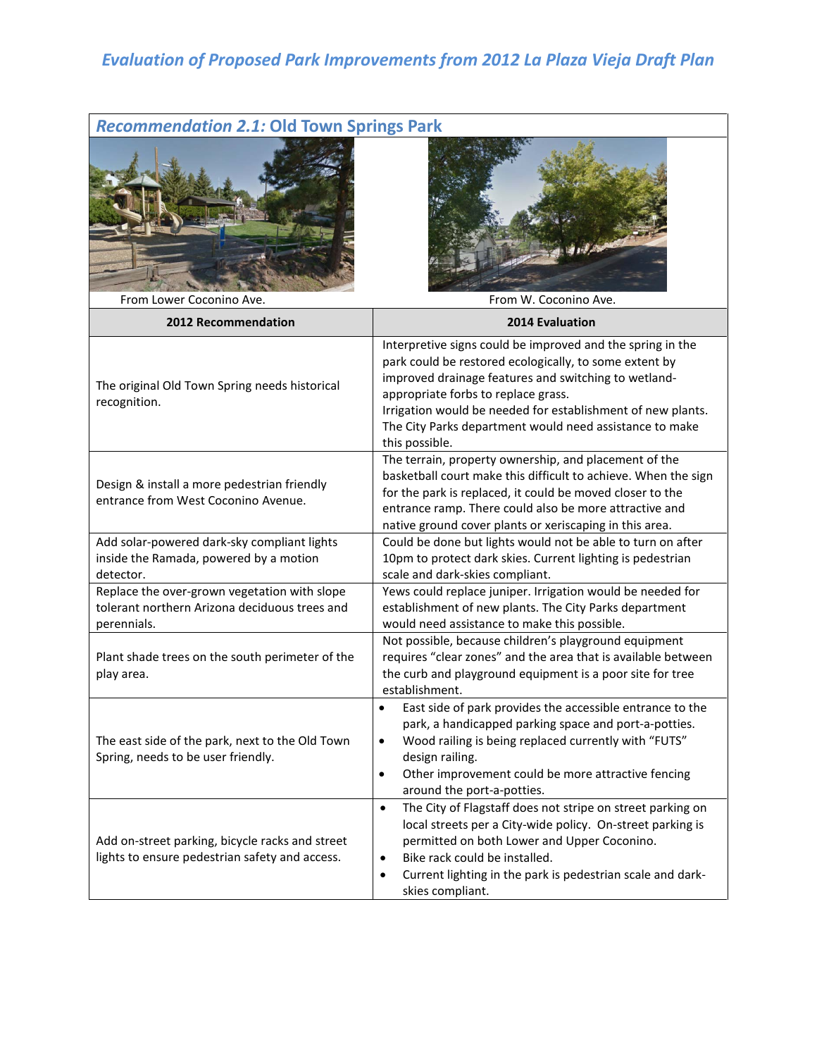# *Evaluation of Proposed Park Improvements from 2012 La Plaza Vieja Draft Plan*

## *Recommendation 2.1:* Old Town Springs Park

From Lower Coconino Ave.

From W. Coconino Ave.

| 2012 Recommendation | 2014 Evaluation |
|---|---|
| The original Old Town Spring needs historical recognition. | Interpretive signs could be improved and the spring in the park could be restored ecologically, to some extent by improved drainage features and switching to wetland-appropriate forbs to replace grass. Irrigation would be needed for establishment of new plants. The City Parks department would need assistance to make this possible. |
| Design & install a more pedestrian friendly entrance from West Coconino Avenue. | The terrain, property ownership, and placement of the basketball court make this difficult to achieve. When the sign for the park is replaced, it could be moved closer to the entrance ramp. There could also be more attractive and native ground cover plants or xeriscaping in this area. |
| Add solar-powered dark-sky compliant lights inside the Ramada, powered by a motion detector. | Could be done but lights would not be able to turn on after 10pm to protect dark skies. Current lighting is pedestrian scale and dark-skies compliant. |
| Replace the over-grown vegetation with slope tolerant northern Arizona deciduous trees and perennials. | Yews could replace juniper. Irrigation would be needed for establishment of new plants. The City Parks department would need assistance to make this possible. |
| Plant shade trees on the south perimeter of the play area. | Not possible, because children's playground equipment requires "clear zones" and the area that is available between the curb and playground equipment is a poor site for tree establishment. |
| The east side of the park, next to the Old Town Spring, needs to be user friendly. | • East side of park provides the accessible entrance to the park, a handicapped parking space and port-a-potties.<br>• Wood railing is being replaced currently with "FUTS" design railing.<br>• Other improvement could be more attractive fencing around the port-a-potties. |
| Add on-street parking, bicycle racks and street lights to ensure pedestrian safety and access. | • The City of Flagstaff does not stripe on street parking on local streets per a City-wide policy. On-street parking is permitted on both Lower and Upper Coconino.<br>• Bike rack could be installed.<br>• Current lighting in the park is pedestrian scale and dark-skies compliant. |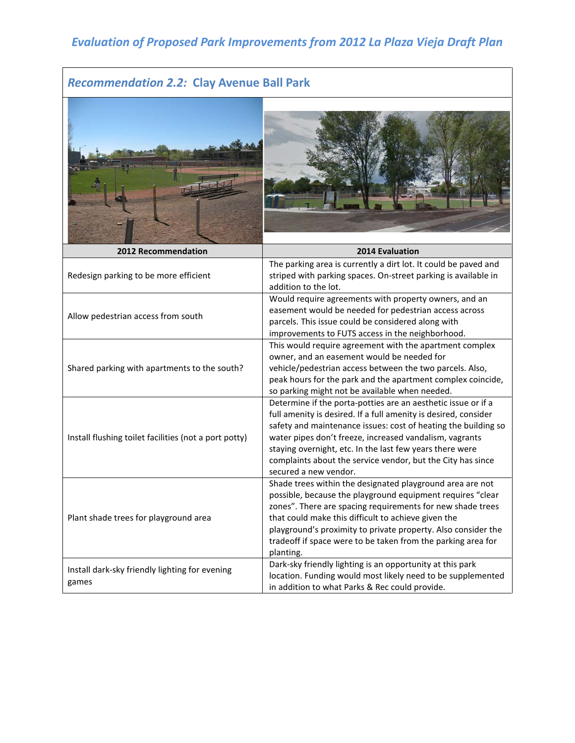## *Evaluation of Proposed Park Improvements from 2012 La Plaza Vieja Draft Plan*

### *Recommendation 2.2:* Clay Avenue Ball Park

| 2012 Recommendation | 2014 Evaluation |
|---|---|
| Redesign parking to be more efficient | The parking area is currently a dirt lot. It could be paved and striped with parking spaces. On-street parking is available in addition to the lot. |
| Allow pedestrian access from south | Would require agreements with property owners, and an easement would be needed for pedestrian access across parcels. This issue could be considered along with improvements to FUTS access in the neighborhood. |
| Shared parking with apartments to the south? | This would require agreement with the apartment complex owner, and an easement would be needed for vehicle/pedestrian access between the two parcels. Also, peak hours for the park and the apartment complex coincide, so parking might not be available when needed. |
| Install flushing toilet facilities (not a port potty) | Determine if the porta-potties are an aesthetic issue or if a full amenity is desired. If a full amenity is desired, consider safety and maintenance issues: cost of heating the building so water pipes don't freeze, increased vandalism, vagrants staying overnight, etc. In the last few years there were complaints about the service vendor, but the City has since secured a new vendor. |
| Plant shade trees for playground area | Shade trees within the designated playground area are not possible, because the playground equipment requires "clear zones". There are spacing requirements for new shade trees that could make this difficult to achieve given the playground's proximity to private property. Also consider the tradeoff if space were to be taken from the parking area for planting. |
| Install dark-sky friendly lighting for evening games | Dark-sky friendly lighting is an opportunity at this park location. Funding would most likely need to be supplemented in addition to what Parks & Rec could provide. |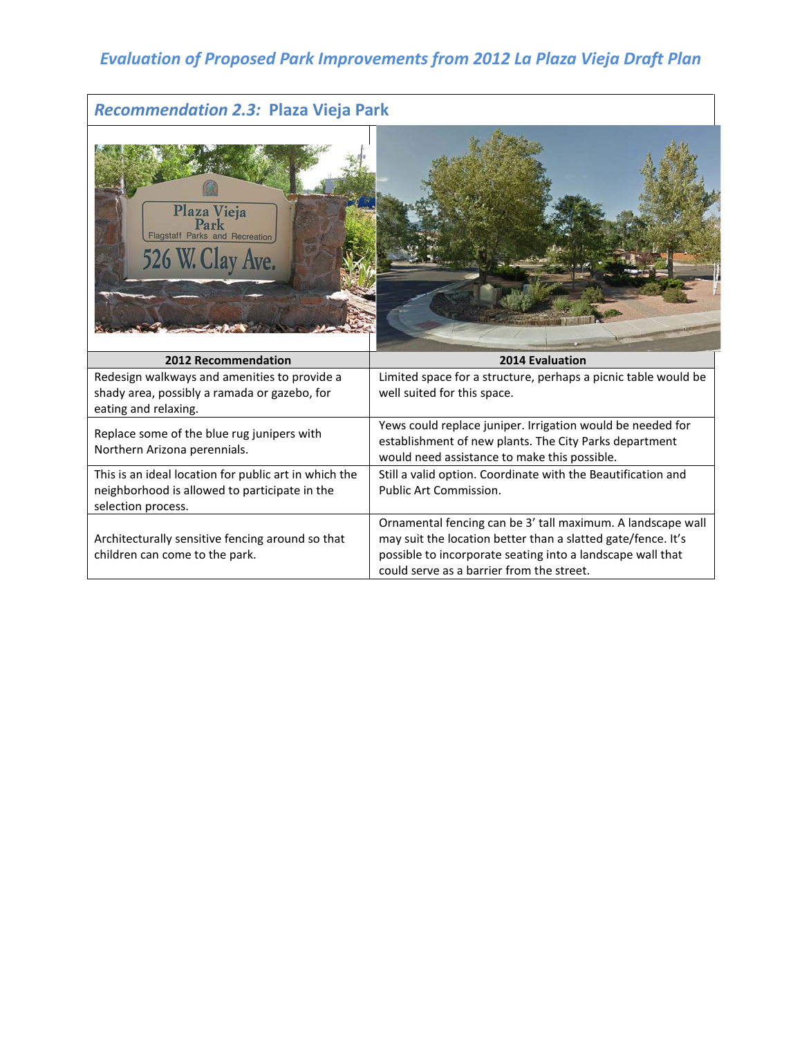# Evaluation of Proposed Park Improvements from 2012 La Plaza Vieja Draft Plan

## *Recommendation 2.3:* Plaza Vieja Park

| 2012 Recommendation | 2014 Evaluation |
|---|---|
| Redesign walkways and amenities to provide a shady area, possibly a ramada or gazebo, for eating and relaxing. | Limited space for a structure, perhaps a picnic table would be well suited for this space. |
| Replace some of the blue rug junipers with Northern Arizona perennials. | Yews could replace juniper. Irrigation would be needed for establishment of new plants. The City Parks department would need assistance to make this possible. |
| This is an ideal location for public art in which the neighborhood is allowed to participate in the selection process. | Still a valid option. Coordinate with the Beautification and Public Art Commission. |
| Architecturally sensitive fencing around so that children can come to the park. | Ornamental fencing can be 3' tall maximum. A landscape wall may suit the location better than a slatted gate/fence. It's possible to incorporate seating into a landscape wall that could serve as a barrier from the street. |